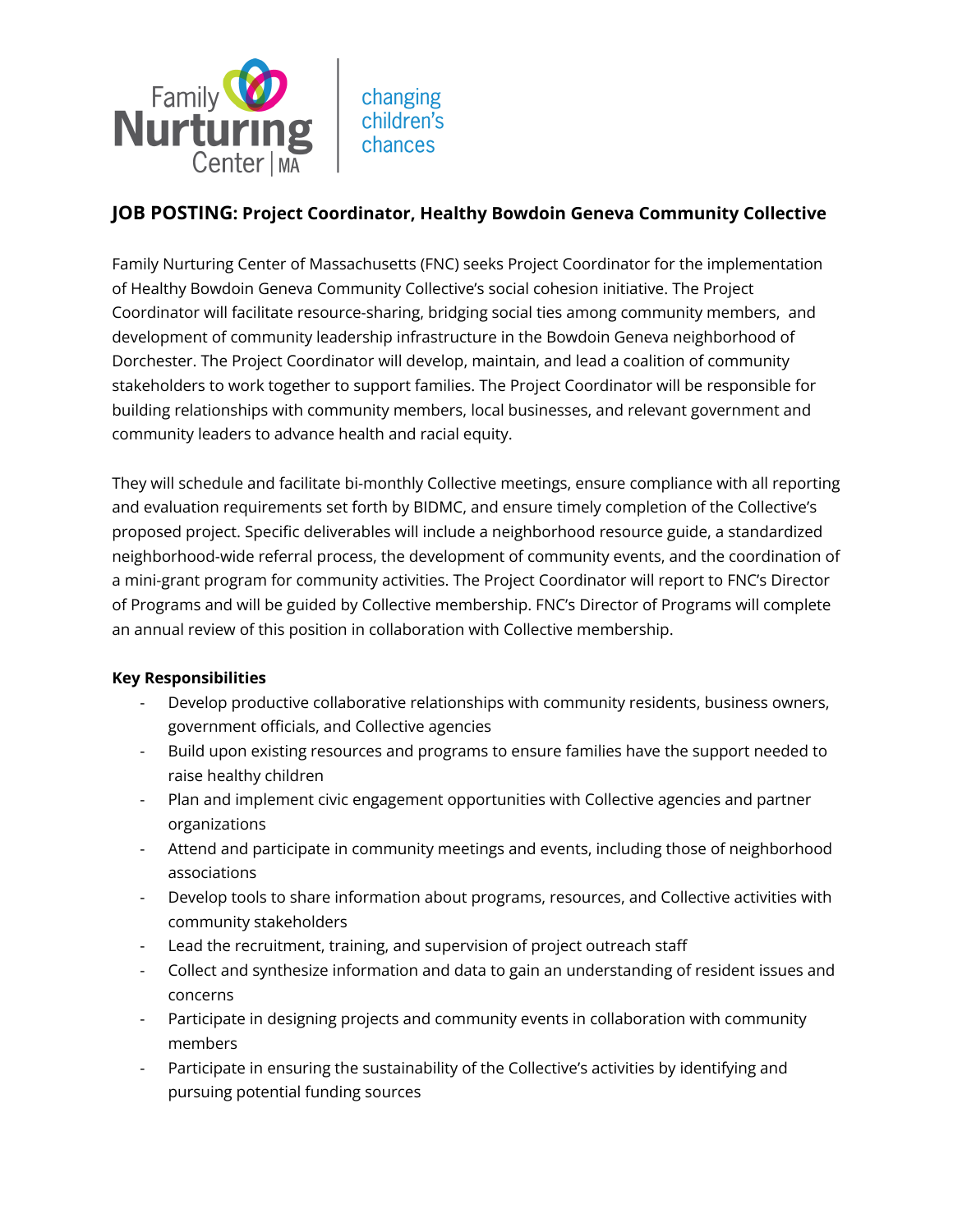Family Nurturing Center | MA

changing children's chances

## JOB POSTING: Project Coordinator, Healthy Bowdoin Geneva Community Collective

Family Nurturing Center of Massachusetts (FNC) seeks Project Coordinator for the implementation of Healthy Bowdoin Geneva Community Collective's social cohesion initiative. The Project Coordinator will facilitate resource-sharing, bridging social ties among community members, and development of community leadership infrastructure in the Bowdoin Geneva neighborhood of Dorchester. The Project Coordinator will develop, maintain, and lead a coalition of community stakeholders to work together to support families. The Project Coordinator will be responsible for building relationships with community members, local businesses, and relevant government and community leaders to advance health and racial equity.

They will schedule and facilitate bi-monthly Collective meetings, ensure compliance with all reporting and evaluation requirements set forth by BIDMC, and ensure timely completion of the Collective's proposed project. Specific deliverables will include a neighborhood resource guide, a standardized neighborhood-wide referral process, the development of community events, and the coordination of a mini-grant program for community activities. The Project Coordinator will report to FNC's Director of Programs and will be guided by Collective membership. FNC's Director of Programs will complete an annual review of this position in collaboration with Collective membership.

**Key Responsibilities**

- Develop productive collaborative relationships with community residents, business owners, government officials, and Collective agencies
- Build upon existing resources and programs to ensure families have the support needed to raise healthy children
- Plan and implement civic engagement opportunities with Collective agencies and partner organizations
- Attend and participate in community meetings and events, including those of neighborhood associations
- Develop tools to share information about programs, resources, and Collective activities with community stakeholders
- Lead the recruitment, training, and supervision of project outreach staff
- Collect and synthesize information and data to gain an understanding of resident issues and concerns
- Participate in designing projects and community events in collaboration with community members
- Participate in ensuring the sustainability of the Collective's activities by identifying and pursuing potential funding sources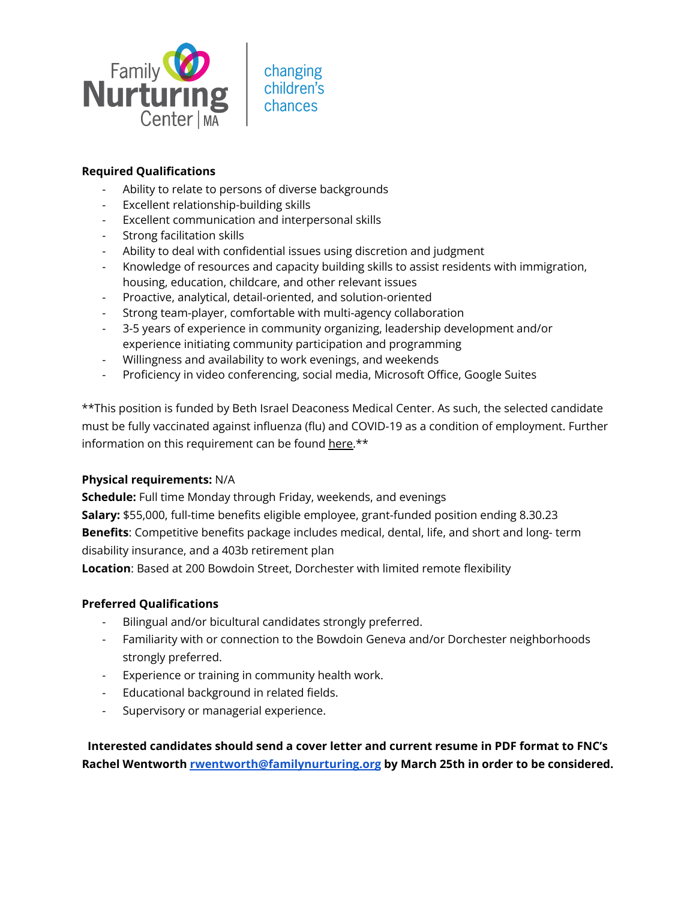Family Nurturing Center | MA

changing children's chances

**Required Qualifications**

- Ability to relate to persons of diverse backgrounds
- Excellent relationship-building skills
- Excellent communication and interpersonal skills
- Strong facilitation skills
- Ability to deal with confidential issues using discretion and judgment
- Knowledge of resources and capacity building skills to assist residents with immigration, housing, education, childcare, and other relevant issues
- Proactive, analytical, detail-oriented, and solution-oriented
- Strong team-player, comfortable with multi-agency collaboration
- 3-5 years of experience in community organizing, leadership development and/or experience initiating community participation and programming
- Willingness and availability to work evenings, and weekends
- Proficiency in video conferencing, social media, Microsoft Office, Google Suites

**This position is funded by Beth Israel Deaconess Medical Center. As such, the selected candidate must be fully vaccinated against influenza (flu) and COVID-19 as a condition of employment. Further information on this requirement can be found here.**

**Physical requirements:** N/A
**Schedule:** Full time Monday through Friday, weekends, and evenings
**Salary:** $55,000, full-time benefits eligible employee, grant-funded position ending 8.30.23
**Benefits**: Competitive benefits package includes medical, dental, life, and short and long- term disability insurance, and a 403b retirement plan
**Location**: Based at 200 Bowdoin Street, Dorchester with limited remote flexibility

**Preferred Qualifications**

- Bilingual and/or bicultural candidates strongly preferred.
- Familiarity with or connection to the Bowdoin Geneva and/or Dorchester neighborhoods strongly preferred.
- Experience or training in community health work.
- Educational background in related fields.
- Supervisory or managerial experience.

**Interested candidates should send a cover letter and current resume in PDF format to FNC's Rachel Wentworth rwentworth@familynurturing.org by March 25th in order to be considered.**